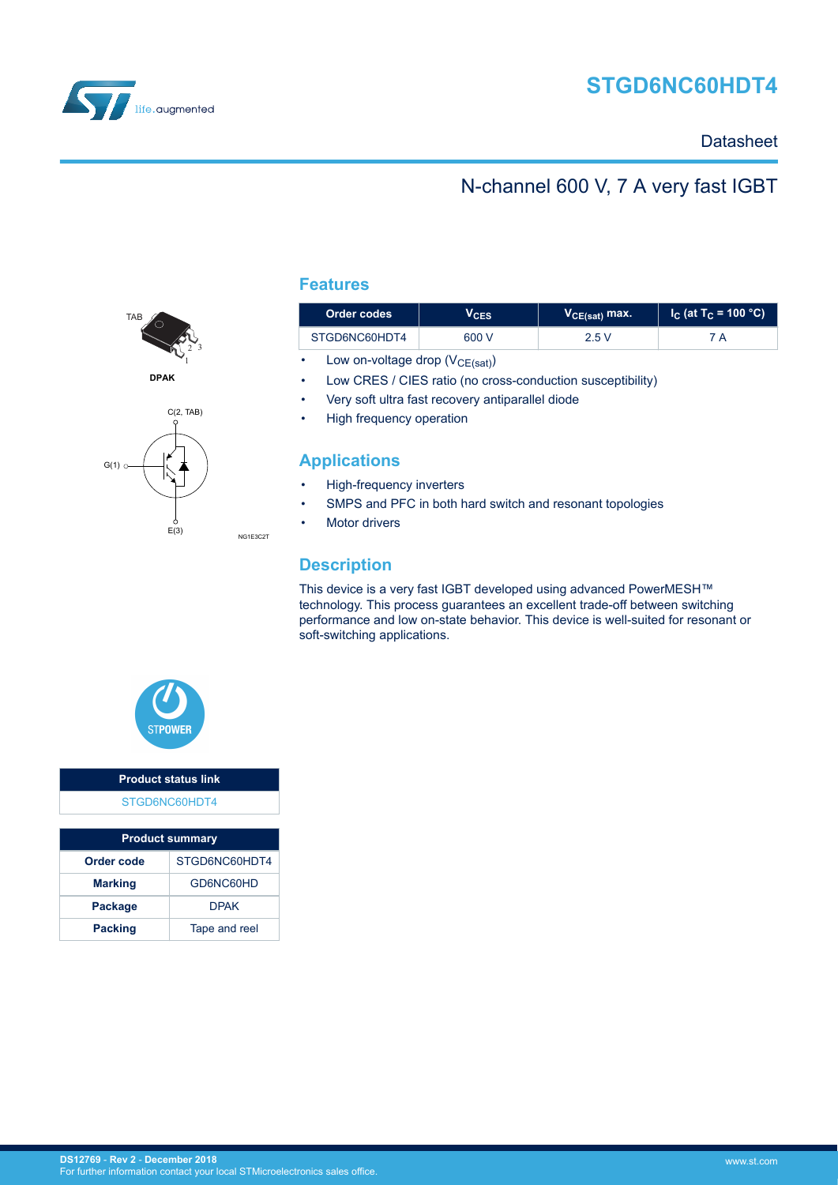# STGD6NC60HDT4

Datasheet

## N-channel 600 V, 7 A very fast IGBT

TAB

DPAK

C(2, TAB)

G(1)

E(3)

NG1E3C2T

## Features

| Order codes | $V_{CES}$ | $V_{CE(sat)}$ max. | $I_C$ (at $T_C$ = 100 °C) |
|---|---|---|---|
| STGD6NC60HDT4 | 600 V | 2.5 V | 7 A |

- Low on-voltage drop ($V_{CE(sat)}$)
- Low CRES / CIES ratio (no cross-conduction susceptibility)
- Very soft ultra fast recovery antiparallel diode
- High frequency operation

## Applications

- High-frequency inverters
- SMPS and PFC in both hard switch and resonant topologies
- Motor drivers

## Description

This device is a very fast IGBT developed using advanced PowerMESH™ technology. This process guarantees an excellent trade-off between switching performance and low on-state behavior. This device is well-suited for resonant or soft-switching applications.

STPOWER

| Product status link |
|---|
| STGD6NC60HDT4 |

| Product summary | |
|---|---|
| Order code | STGD6NC60HDT4 |
| Marking | GD6NC60HD |
| Package | DPAK |
| Packing | Tape and reel |

DS12769 - Rev 2 - December 2018
For further information contact your local STMicroelectronics sales office.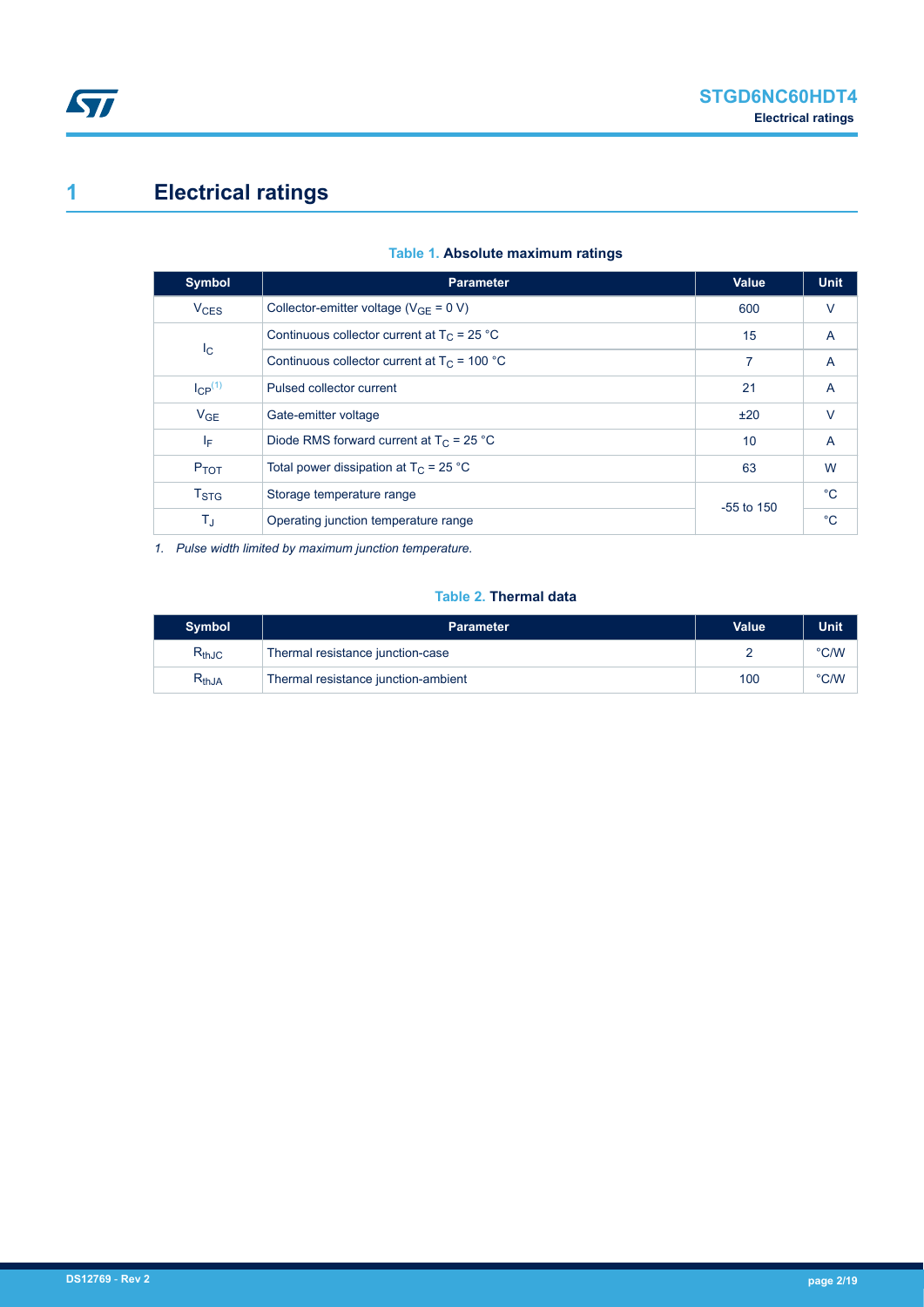# 1 Electrical ratings

**Table 1. Absolute maximum ratings**

| Symbol | Parameter | Value | Unit |
| --- | --- | --- | --- |
| $V_{CES}$ | Collector-emitter voltage ($V_{GE}$ = 0 V) | 600 | V |
| $I_C$ | Continuous collector current at $T_C$ = 25 °C | 15 | A |
| | Continuous collector current at $T_C$ = 100 °C | 7 | A |
| $I_{CP}$ [(1)] | Pulsed collector current | 21 | A |
| $V_{GE}$ | Gate-emitter voltage | ±20 | V |
| $I_F$ | Diode RMS forward current at $T_C$ = 25 °C | 10 | A |
| $P_{TOT}$ | Total power dissipation at $T_C$ = 25 °C | 63 | W |
| $T_{STG}$ | Storage temperature range | -55 to 150 | °C |
| $T_J$ | Operating junction temperature range | | °C |

*1. Pulse width limited by maximum junction temperature.*

**Table 2. Thermal data**

| Symbol | Parameter | Value | Unit |
| --- | --- | --- | --- |
| $R_{thJC}$ | Thermal resistance junction-case | 2 | °C/W |
| $R_{thJA}$ | Thermal resistance junction-ambient | 100 | °C/W |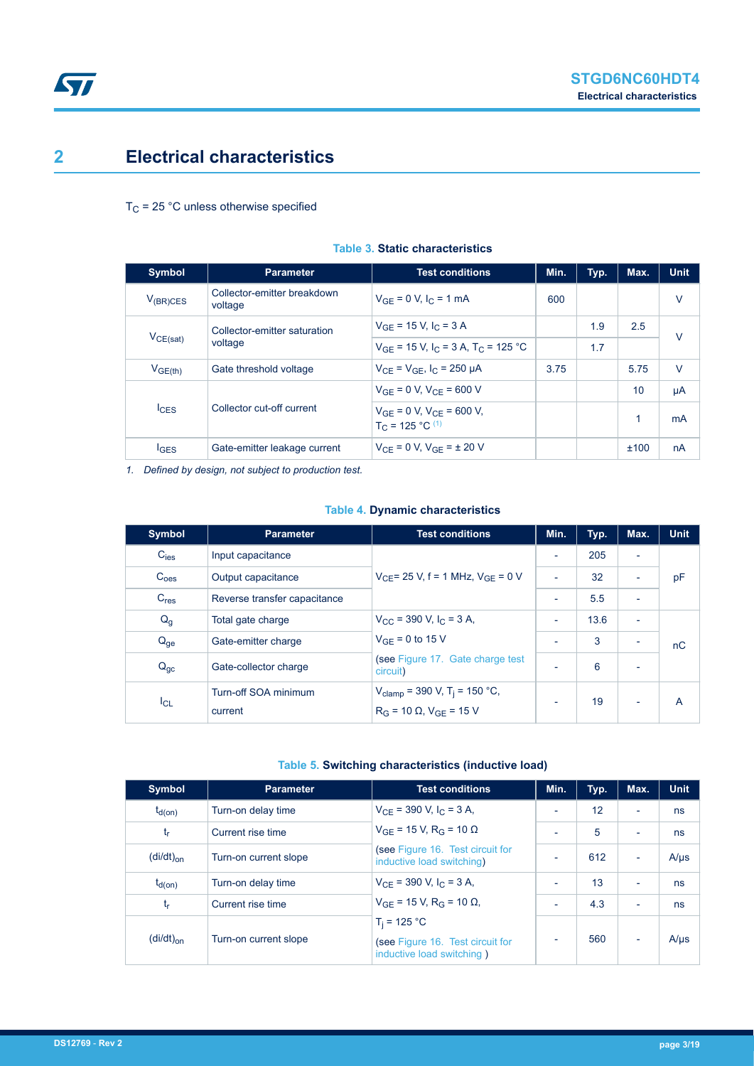# 2 Electrical characteristics

$T_C$ = 25 °C unless otherwise specified

**Table 3. Static characteristics**

| Symbol | Parameter | Test conditions | Min. | Typ. | Max. | Unit |
|---|---|---|---|---|---|---|
| $V_{(BR)CES}$ | Collector-emitter breakdown voltage | $V_{GE}$ = 0 V, $I_C$ = 1 mA | 600 | | | V |
| $V_{CE(sat)}$ | Collector-emitter saturation voltage | $V_{GE}$ = 15 V, $I_C$ = 3 A | | 1.9 | 2.5 | V |
| | | $V_{GE}$ = 15 V, $I_C$ = 3 A, $T_C$ = 125 °C | | 1.7 | | |
| $V_{GE(th)}$ | Gate threshold voltage | $V_{CE}$ = $V_{GE}$, $I_C$ = 250 µA | 3.75 | | 5.75 | V |
| $I_{CES}$ | Collector cut-off current | $V_{GE}$ = 0 V, $V_{CE}$ = 600 V | | | 10 | µA |
| | | $V_{GE}$ = 0 V, $V_{CE}$ = 600 V, $T_C$ = 125 °C [(1)] | | | 1 | mA |
| $I_{GES}$ | Gate-emitter leakage current | $V_{CE}$ = 0 V, $V_{GE}$ = ± 20 V | | | ±100 | nA |

*1. Defined by design, not subject to production test.*

**Table 4. Dynamic characteristics**

| Symbol | Parameter | Test conditions | Min. | Typ. | Max. | Unit |
|---|---|---|---|---|---|---|
| $C_{ies}$ | Input capacitance | $V_{CE}$= 25 V, f = 1 MHz, $V_{GE}$ = 0 V | - | 205 | - | pF |
| $C_{oes}$ | Output capacitance | | - | 32 | - | |
| $C_{res}$ | Reverse transfer capacitance | | - | 5.5 | - | |
| $Q_g$ | Total gate charge | $V_{CC}$ = 390 V, $I_C$ = 3 A, $V_{GE}$ = 0 to 15 V (see Figure 17. Gate charge test circuit) | - | 13.6 | - | nC |
| $Q_{ge}$ | Gate-emitter charge | | - | 3 | - | |
| $Q_{gc}$ | Gate-collector charge | | - | 6 | - | |
| $I_{CL}$ | Turn-off SOA minimum current | $V_{clamp}$ = 390 V, $T_j$ = 150 °C, $R_G$ = 10 Ω, $V_{GE}$ = 15 V | - | 19 | - | A |

**Table 5. Switching characteristics (inductive load)**

| Symbol | Parameter | Test conditions | Min. | Typ. | Max. | Unit |
|---|---|---|---|---|---|---|
| $t_{d(on)}$ | Turn-on delay time | $V_{CE}$ = 390 V, $I_C$ = 3 A, $V_{GE}$ = 15 V, $R_G$ = 10 Ω (see Figure 16. Test circuit for inductive load switching) | - | 12 | - | ns |
| $t_r$ | Current rise time | | - | 5 | - | ns |
| $(di/dt)_{on}$ | Turn-on current slope | | - | 612 | - | A/µs |
| $t_{d(on)}$ | Turn-on delay time | $V_{CE}$ = 390 V, $I_C$ = 3 A, $V_{GE}$ = 15 V, $R_G$ = 10 Ω, $T_j$ = 125 °C (see Figure 16. Test circuit for inductive load switching ) | - | 13 | - | ns |
| $t_r$ | Current rise time | | - | 4.3 | - | ns |
| $(di/dt)_{on}$ | Turn-on current slope | | - | 560 | - | A/µs |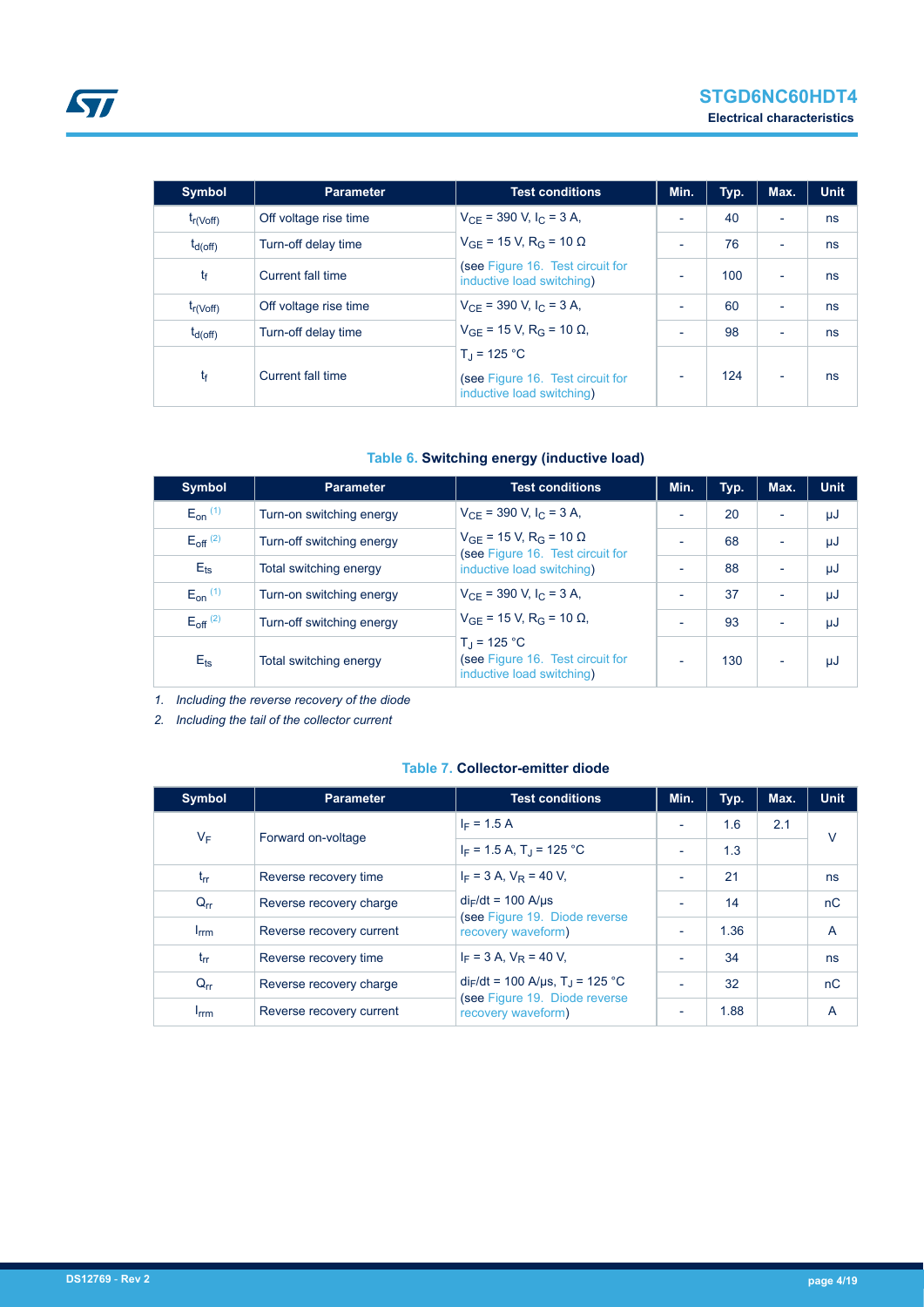| Symbol | Parameter | Test conditions | Min. | Typ. | Max. | Unit |
|---|---|---|---|---|---|---|
| $t_{r(Voff)}$ | Off voltage rise time | $V_{CE}$ = 390 V, $I_C$ = 3 A, $V_{GE}$ = 15 V, $R_G$ = 10 Ω (see Figure 16. Test circuit for inductive load switching) | - | 40 | - | ns |
| $t_{d(off)}$ | Turn-off delay time | | - | 76 | - | ns |
| $t_f$ | Current fall time | | - | 100 | - | ns |
| $t_{r(Voff)}$ | Off voltage rise time | $V_{CE}$ = 390 V, $I_C$ = 3 A, $V_{GE}$ = 15 V, $R_G$ = 10 Ω, $T_J$ = 125 °C (see Figure 16. Test circuit for inductive load switching) | - | 60 | - | ns |
| $t_{d(off)}$ | Turn-off delay time | | - | 98 | - | ns |
| $t_f$ | Current fall time | | - | 124 | - | ns |

**Table 6. Switching energy (inductive load)**

| Symbol | Parameter | Test conditions | Min. | Typ. | Max. | Unit |
|---|---|---|---|---|---|---|
| $E_{on}$ (1) | Turn-on switching energy | $V_{CE}$ = 390 V, $I_C$ = 3 A, $V_{GE}$ = 15 V, $R_G$ = 10 Ω (see Figure 16. Test circuit for inductive load switching) | - | 20 | - | µJ |
| $E_{off}$ (2) | Turn-off switching energy | | - | 68 | - | µJ |
| $E_{ts}$ | Total switching energy | | - | 88 | - | µJ |
| $E_{on}$ (1) | Turn-on switching energy | $V_{CE}$ = 390 V, $I_C$ = 3 A, $V_{GE}$ = 15 V, $R_G$ = 10 Ω, $T_J$ = 125 °C (see Figure 16. Test circuit for inductive load switching) | - | 37 | - | µJ |
| $E_{off}$ (2) | Turn-off switching energy | | - | 93 | - | µJ |
| $E_{ts}$ | Total switching energy | | - | 130 | - | µJ |

1. *Including the reverse recovery of the diode*
2. *Including the tail of the collector current*

**Table 7. Collector-emitter diode**

| Symbol | Parameter | Test conditions | Min. | Typ. | Max. | Unit |
|---|---|---|---|---|---|---|
| $V_F$ | Forward on-voltage | $I_F$ = 1.5 A | - | 1.6 | 2.1 | V |
| | | $I_F$ = 1.5 A, $T_J$ = 125 °C | - | 1.3 | | |
| $t_{rr}$ | Reverse recovery time | $I_F$ = 3 A, $V_R$ = 40 V, $di_F/dt$ = 100 A/µs (see Figure 19. Diode reverse recovery waveform) | - | 21 | | ns |
| $Q_{rr}$ | Reverse recovery charge | | - | 14 | | nC |
| $I_{rrm}$ | Reverse recovery current | | - | 1.36 | | A |
| $t_{rr}$ | Reverse recovery time | $I_F$ = 3 A, $V_R$ = 40 V, $di_F/dt$ = 100 A/µs, $T_J$ = 125 °C (see Figure 19. Diode reverse recovery waveform) | - | 34 | | ns |
| $Q_{rr}$ | Reverse recovery charge | | - | 32 | | nC |
| $I_{rrm}$ | Reverse recovery current | | - | 1.88 | | A |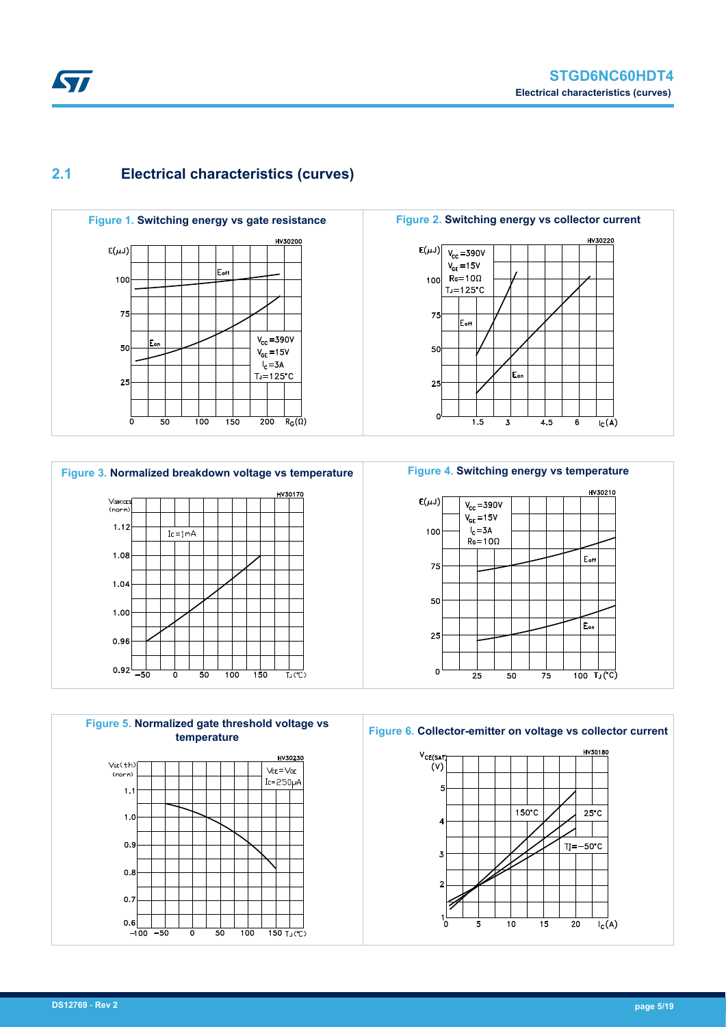## 2.1 Electrical characteristics (curves)

**Figure 1.** Switching energy vs gate resistance

**Figure 2.** Switching energy vs collector current

**Figure 3.** Normalized breakdown voltage vs temperature

**Figure 4.** Switching energy vs temperature

**Figure 5.** Normalized gate threshold voltage vs temperature

**Figure 6.** Collector-emitter on voltage vs collector current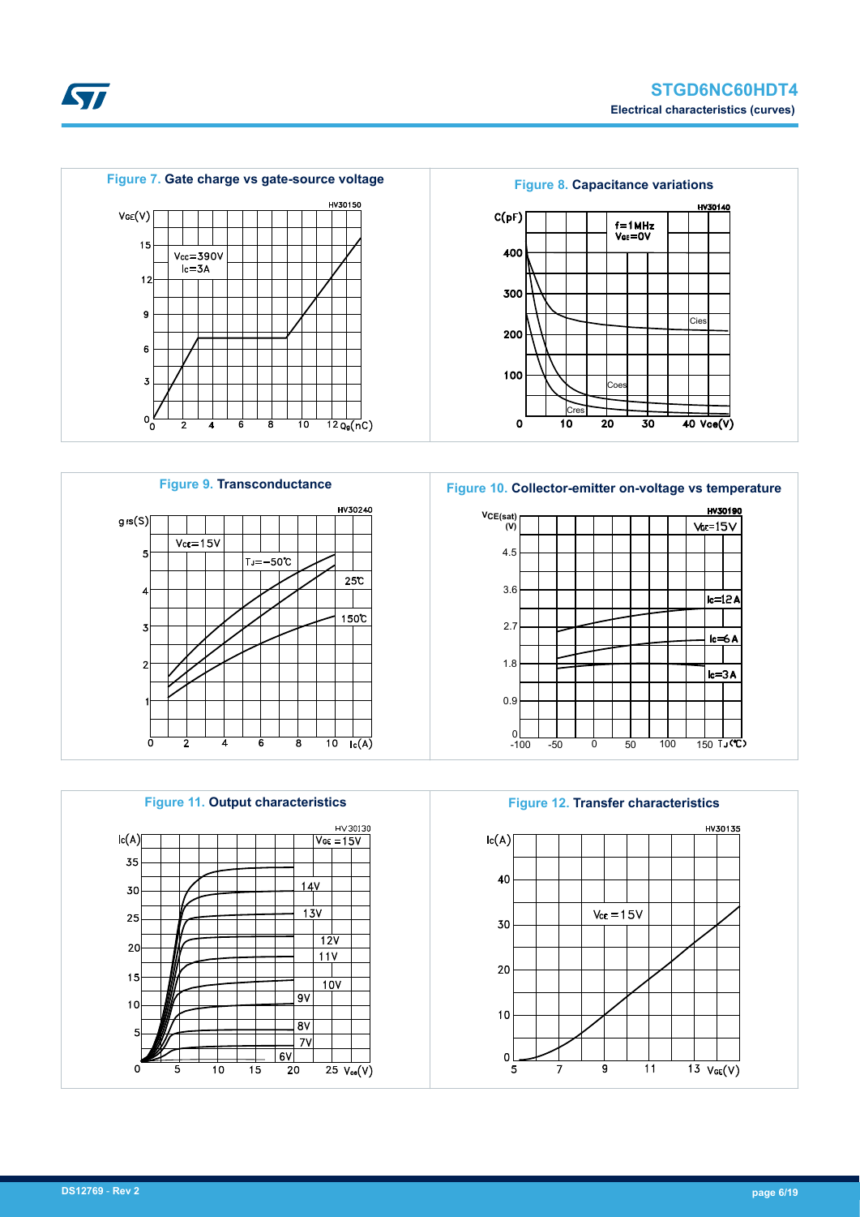**Figure 7. Gate charge vs gate-source voltage**

**Figure 8. Capacitance variations**

**Figure 9. Transconductance**

**Figure 10. Collector-emitter on-voltage vs temperature**

**Figure 11. Output characteristics**

**Figure 12. Transfer characteristics**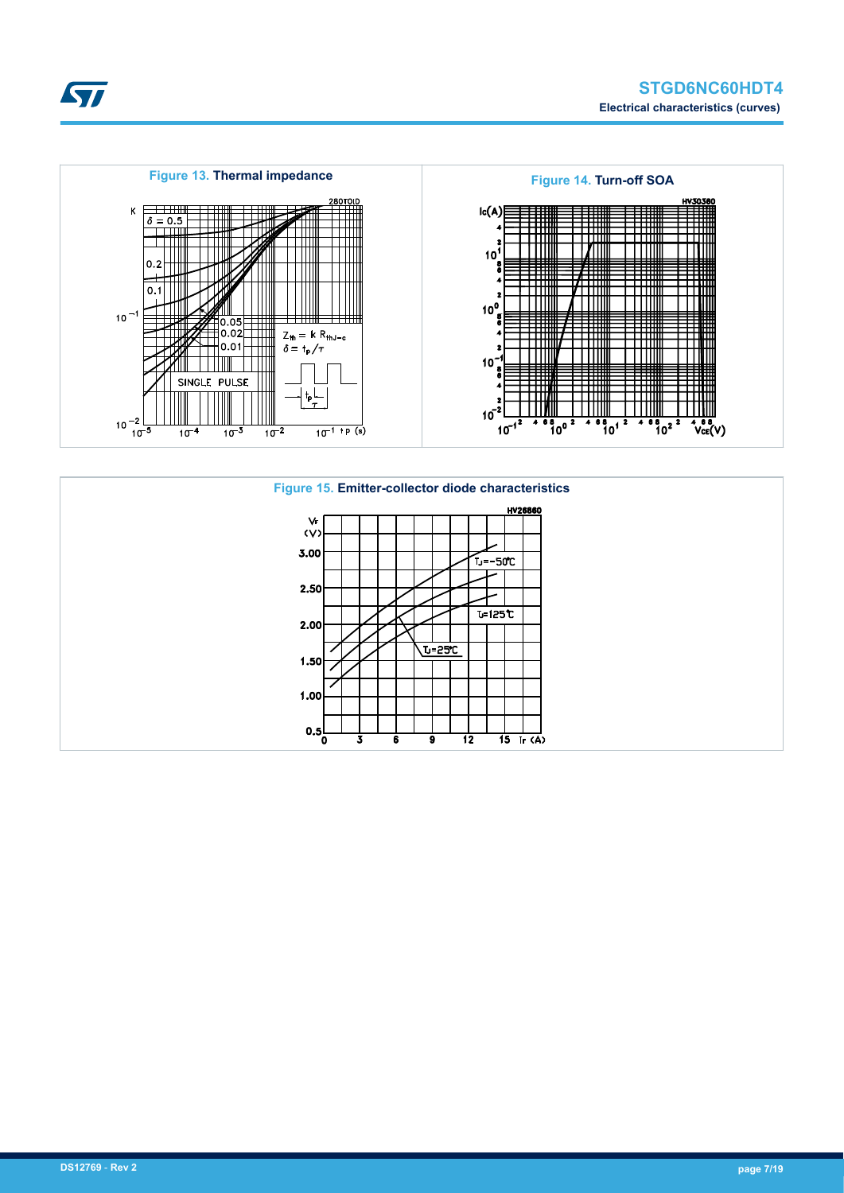**Figure 13. Thermal impedance**

**Figure 14. Turn-off SOA**

**Figure 15. Emitter-collector diode characteristics**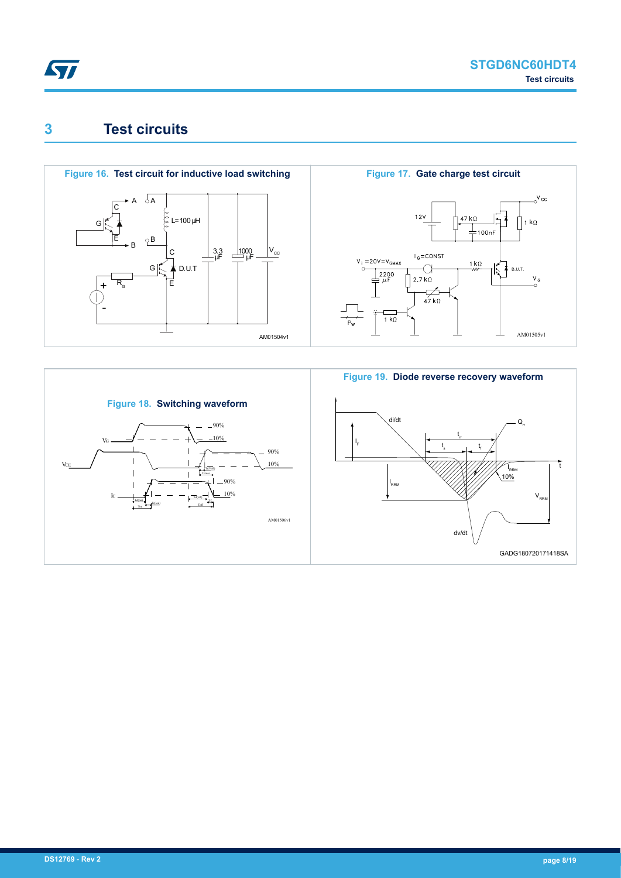# 3 Test circuits

**Figure 16. Test circuit for inductive load switching**

**Figure 17. Gate charge test circuit**

**Figure 18. Switching waveform**

**Figure 19. Diode reverse recovery waveform**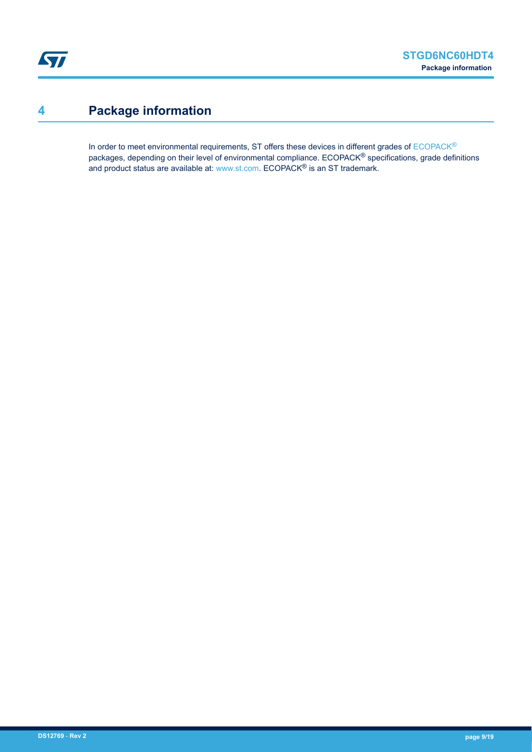# 4 Package information

In order to meet environmental requirements, ST offers these devices in different grades of ECOPACK® packages, depending on their level of environmental compliance. ECOPACK® specifications, grade definitions and product status are available at: www.st.com. ECOPACK® is an ST trademark.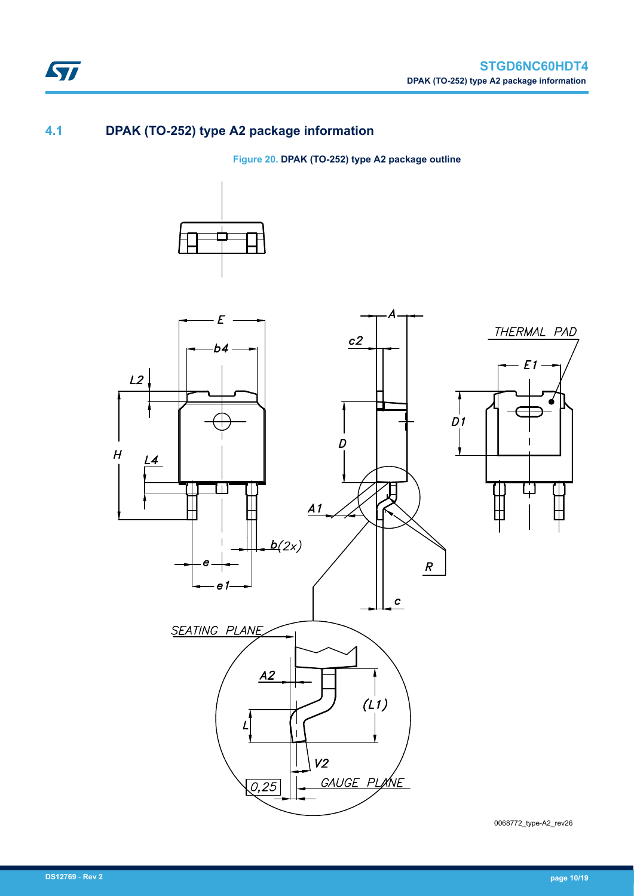## 4.1 DPAK (TO-252) type A2 package information

**Figure 20. DPAK (TO-252) type A2 package outline**

0068772_type-A2_rev26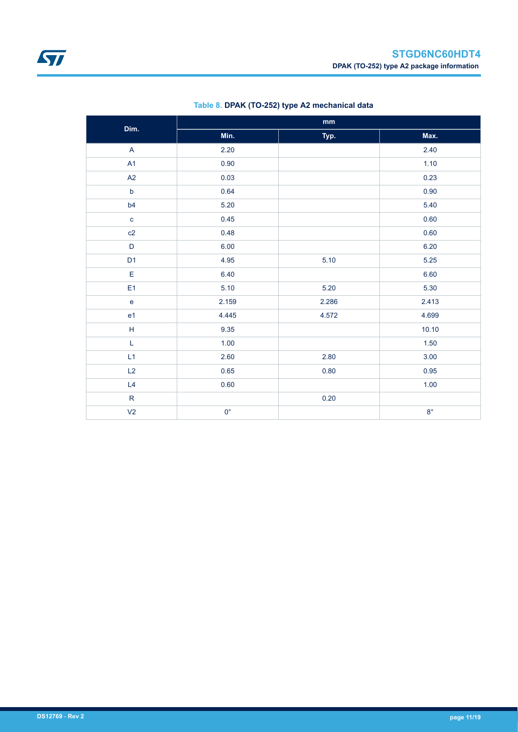Table 8. **DPAK (TO-252) type A2 mechanical data**

| Dim. | mm | | |
|---|---|---|---|
| | Min. | Typ. | Max. |
| A | 2.20 | | 2.40 |
| A1 | 0.90 | | 1.10 |
| A2 | 0.03 | | 0.23 |
| b | 0.64 | | 0.90 |
| b4 | 5.20 | | 5.40 |
| c | 0.45 | | 0.60 |
| c2 | 0.48 | | 0.60 |
| D | 6.00 | | 6.20 |
| D1 | 4.95 | 5.10 | 5.25 |
| E | 6.40 | | 6.60 |
| E1 | 5.10 | 5.20 | 5.30 |
| e | 2.159 | 2.286 | 2.413 |
| e1 | 4.445 | 4.572 | 4.699 |
| H | 9.35 | | 10.10 |
| L | 1.00 | | 1.50 |
| L1 | 2.60 | 2.80 | 3.00 |
| L2 | 0.65 | 0.80 | 0.95 |
| L4 | 0.60 | | 1.00 |
| R | | 0.20 | |
| V2 | 0° | | 8° |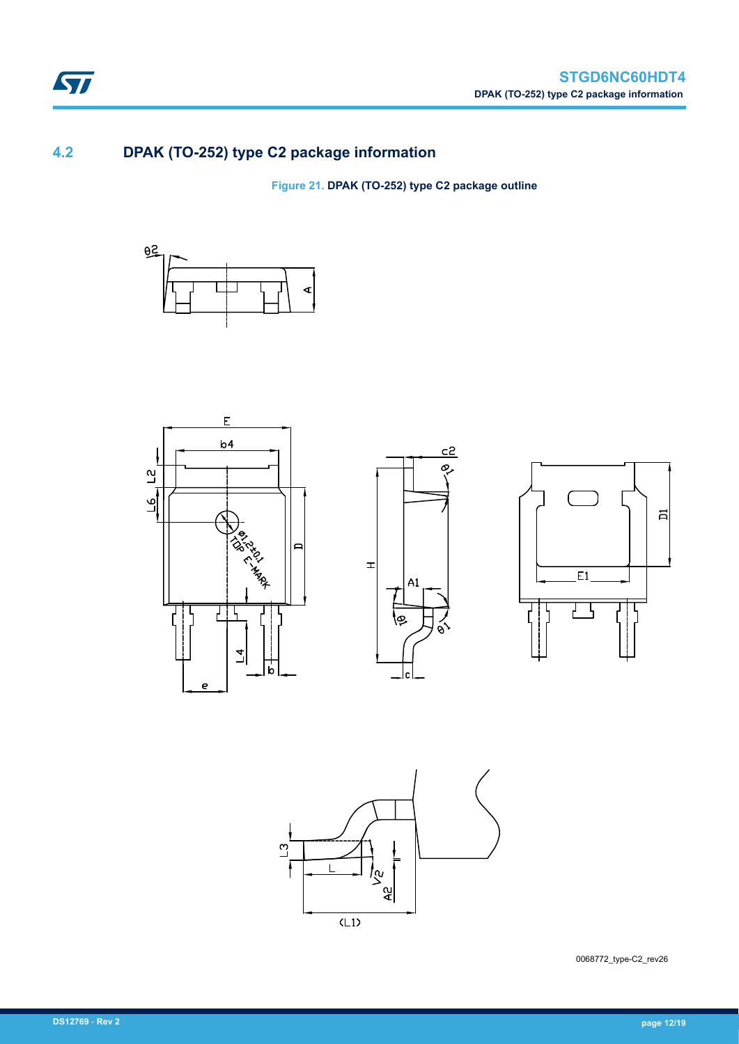## 4.2 DPAK (TO-252) type C2 package information

**Figure 21. DPAK (TO-252) type C2 package outline**

0068772_type-C2_rev26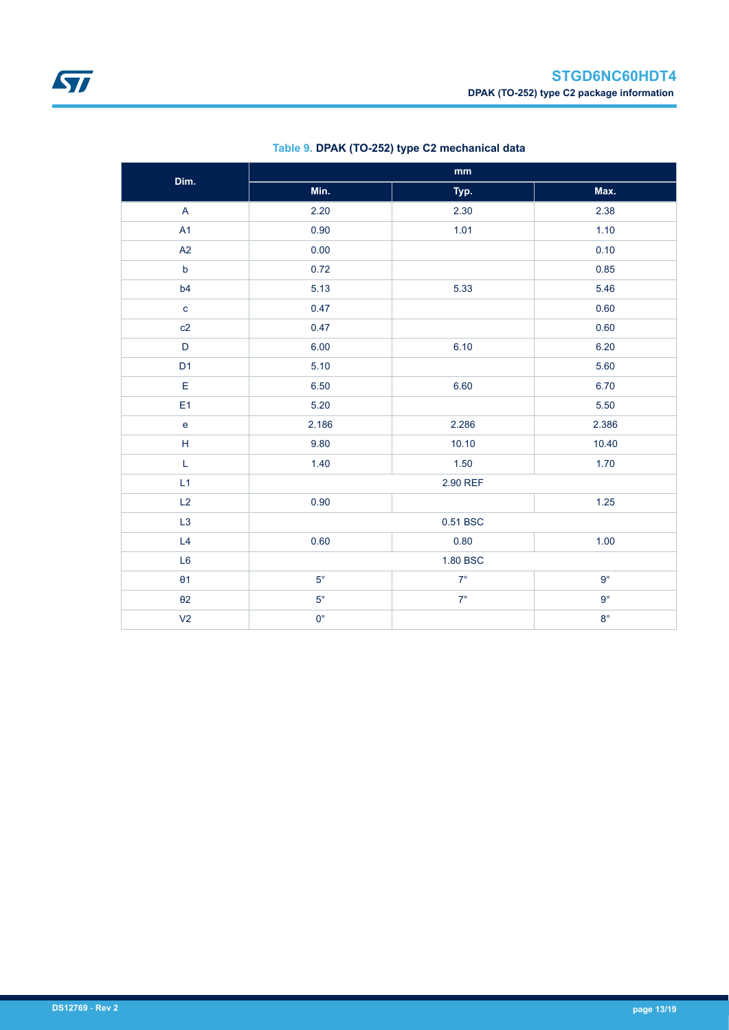**Table 9. DPAK (TO-252) type C2 mechanical data**

| Dim. | mm | | |
|---|---|---|---|
| | Min. | Typ. | Max. |
| A | 2.20 | 2.30 | 2.38 |
| A1 | 0.90 | 1.01 | 1.10 |
| A2 | 0.00 | | 0.10 |
| b | 0.72 | | 0.85 |
| b4 | 5.13 | 5.33 | 5.46 |
| c | 0.47 | | 0.60 |
| c2 | 0.47 | | 0.60 |
| D | 6.00 | 6.10 | 6.20 |
| D1 | 5.10 | | 5.60 |
| E | 6.50 | 6.60 | 6.70 |
| E1 | 5.20 | | 5.50 |
| e | 2.186 | 2.286 | 2.386 |
| H | 9.80 | 10.10 | 10.40 |
| L | 1.40 | 1.50 | 1.70 |
| L1 | | 2.90 REF | |
| L2 | 0.90 | | 1.25 |
| L3 | | 0.51 BSC | |
| L4 | 0.60 | 0.80 | 1.00 |
| L6 | | 1.80 BSC | |
| θ1 | 5° | 7° | 9° |
| θ2 | 5° | 7° | 9° |
| V2 | 0° | | 8° |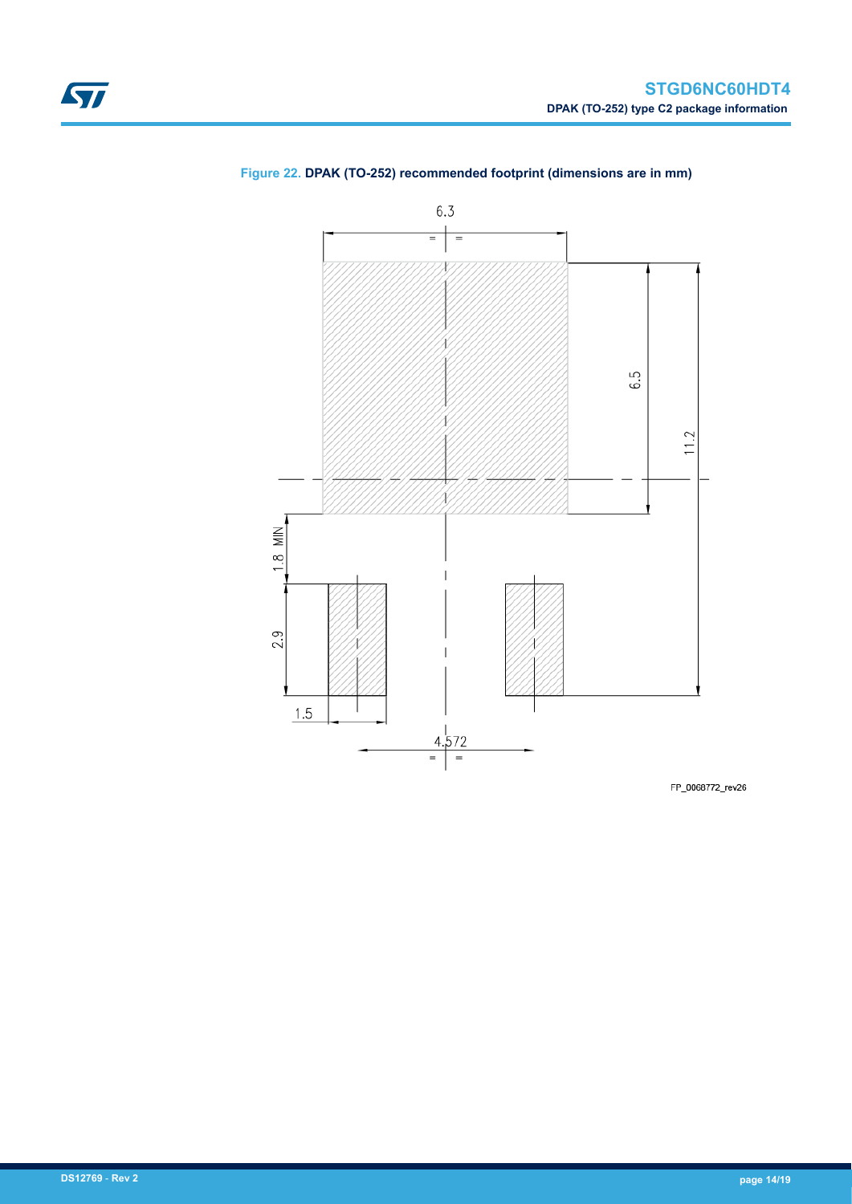Figure 22. DPAK (TO-252) recommended footprint (dimensions are in mm)

6.3

6.5

11.2

1.8 MIN

2.9

1.5

4.572

FP_0068772_rev26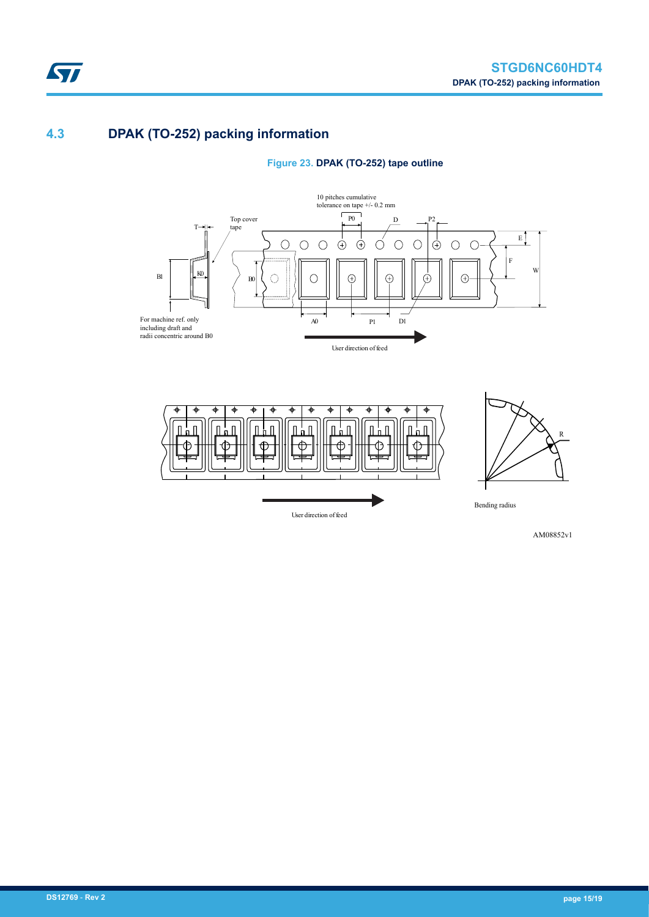## 4.3 DPAK (TO-252) packing information

**Figure 23. DPAK (TO-252) tape outline**

10 pitches cumulative tolerance on tape +/- 0.2 mm

Top cover tape

For machine ref. only including draft and radii concentric around B0

User direction of feed

Bending radius

AM08852v1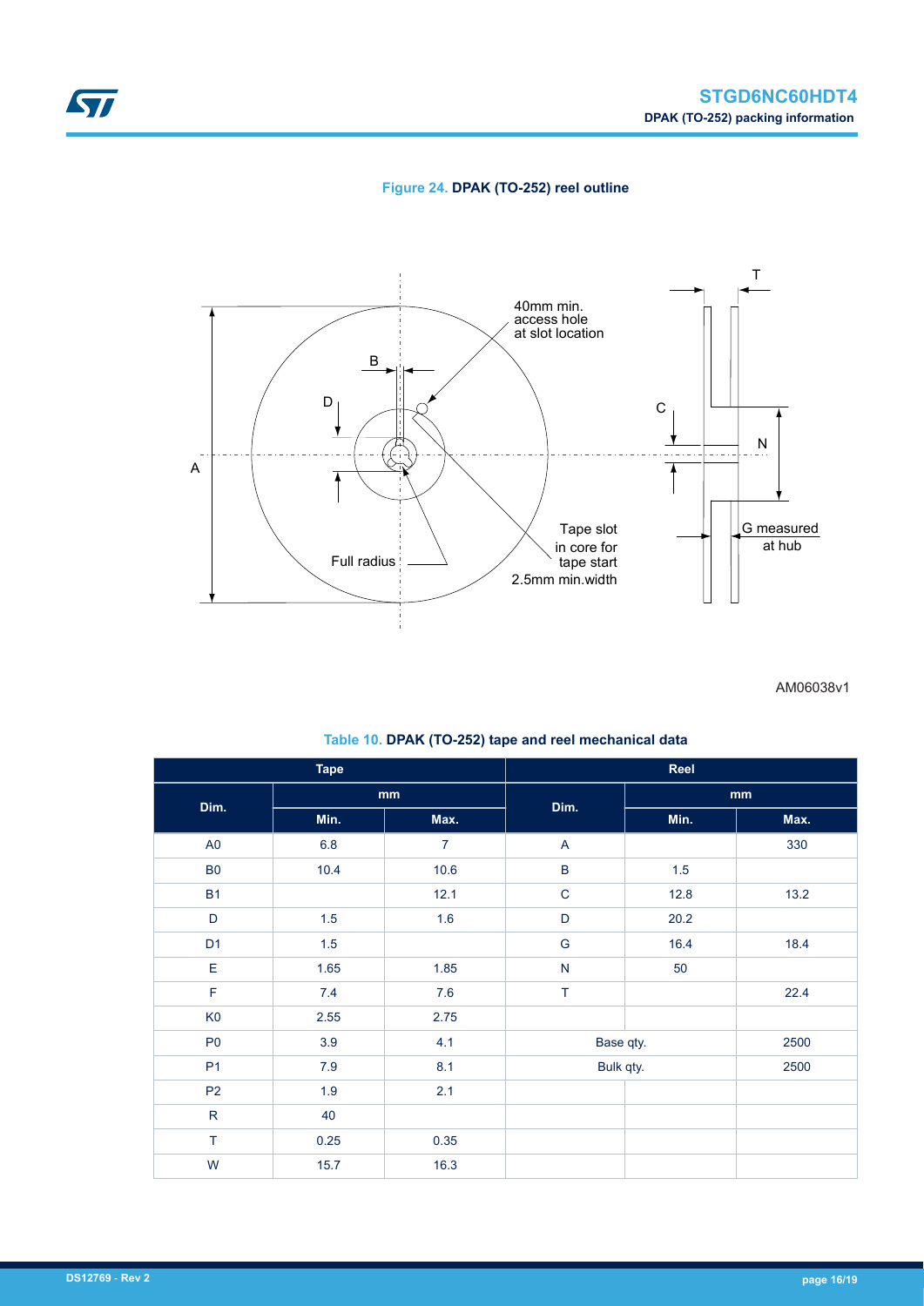Figure 24. **DPAK (TO-252) reel outline**

AM06038v1

Table 10. **DPAK (TO-252) tape and reel mechanical data**

| Tape | | | Reel | | |
|---|---|---|---|---|---|
| Dim. | mm | | Dim. | mm | |
| | Min. | Max. | | Min. | Max. |
| A0 | 6.8 | 7 | A | | 330 |
| B0 | 10.4 | 10.6 | B | 1.5 | |
| B1 | | 12.1 | C | 12.8 | 13.2 |
| D | 1.5 | 1.6 | D | 20.2 | |
| D1 | 1.5 | | G | 16.4 | 18.4 |
| E | 1.65 | 1.85 | N | 50 | |
| F | 7.4 | 7.6 | T | | 22.4 |
| K0 | 2.55 | 2.75 | | | |
| P0 | 3.9 | 4.1 | Base qty. | | 2500 |
| P1 | 7.9 | 8.1 | Bulk qty. | | 2500 |
| P2 | 1.9 | 2.1 | | | |
| R | 40 | | | | |
| T | 0.25 | 0.35 | | | |
| W | 15.7 | 16.3 | | | |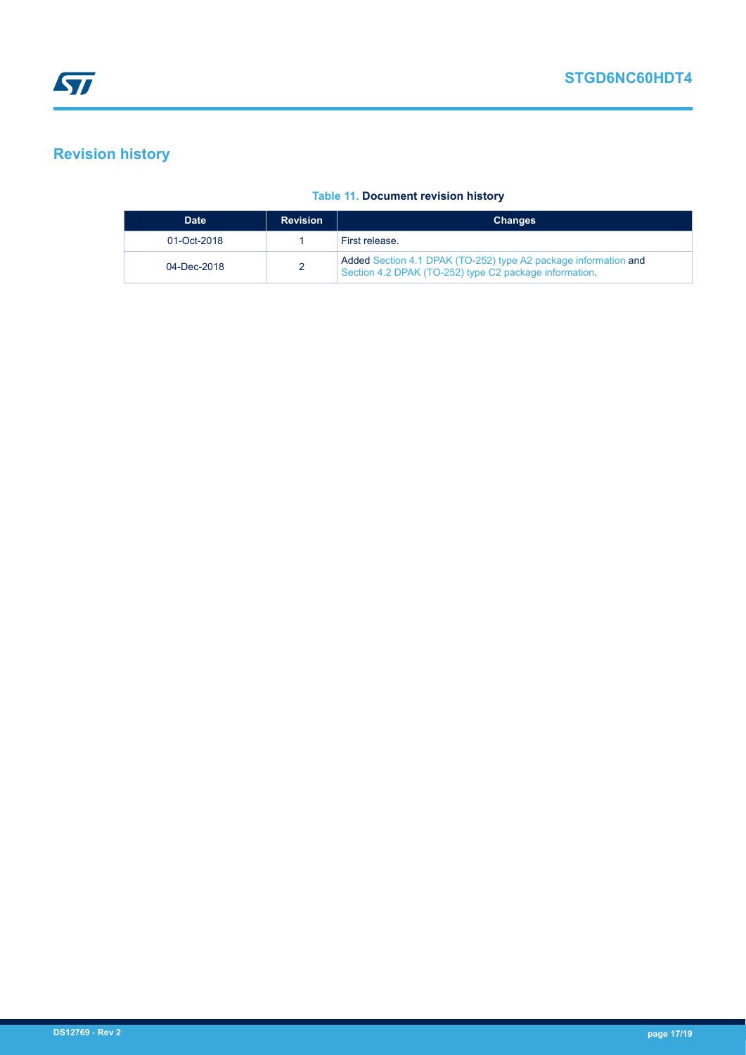## Revision history

**Table 11. Document revision history**

| Date | Revision | Changes |
|---|---|---|
| 01-Oct-2018 | 1 | First release. |
| 04-Dec-2018 | 2 | Added Section 4.1 DPAK (TO-252) type A2 package information and Section 4.2 DPAK (TO-252) type C2 package information. |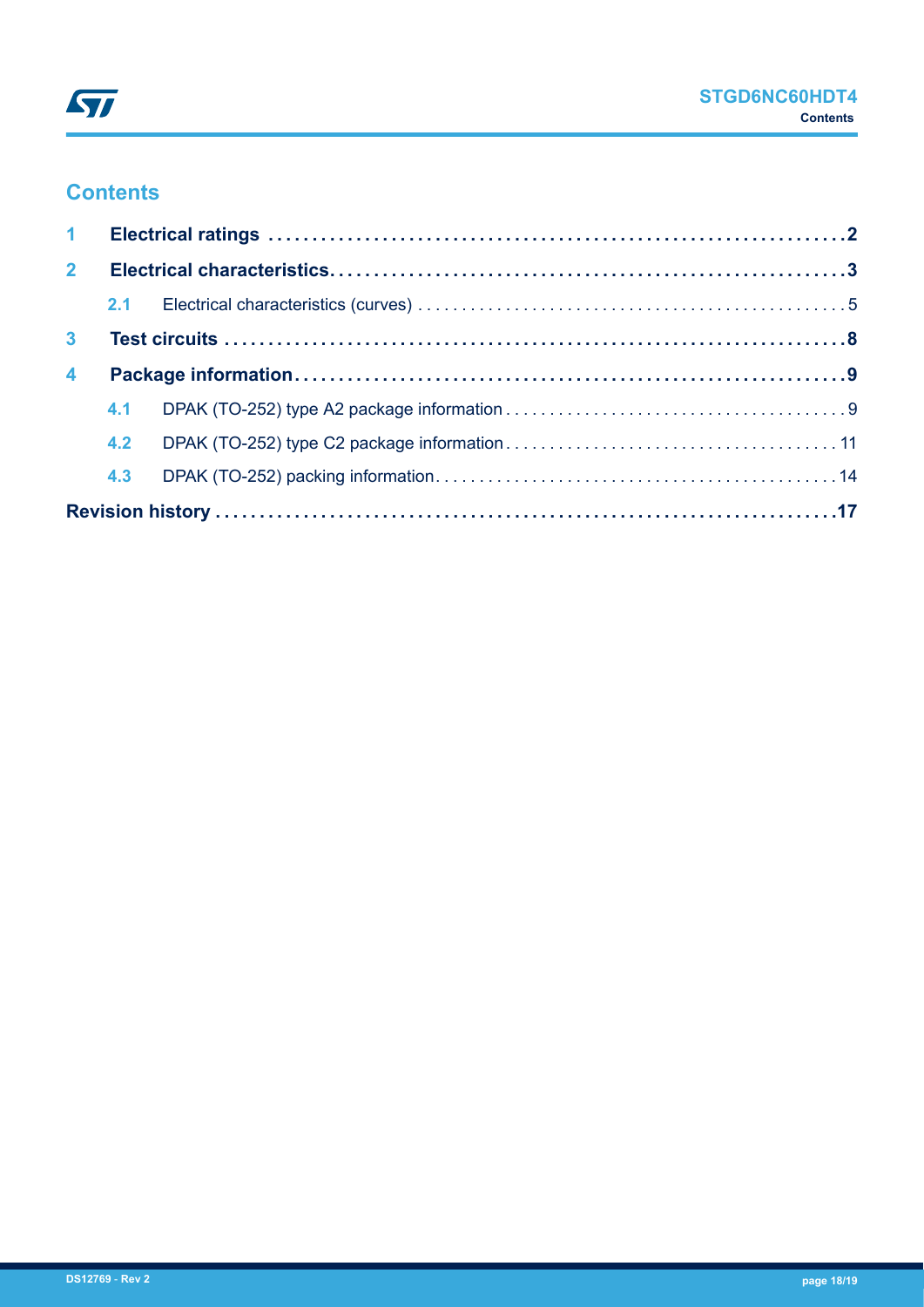# Contents

| | | |
|---|---|---|
| **1** | **Electrical ratings** | **2** |
| **2** | **Electrical characteristics** | **3** |
| 2.1 | Electrical characteristics (curves) | 5 |
| **3** | **Test circuits** | **8** |
| **4** | **Package information** | **9** |
| 4.1 | DPAK (TO-252) type A2 package information | 9 |
| 4.2 | DPAK (TO-252) type C2 package information | 11 |
| 4.3 | DPAK (TO-252) packing information | 14 |
| **Revision history** | | **17** |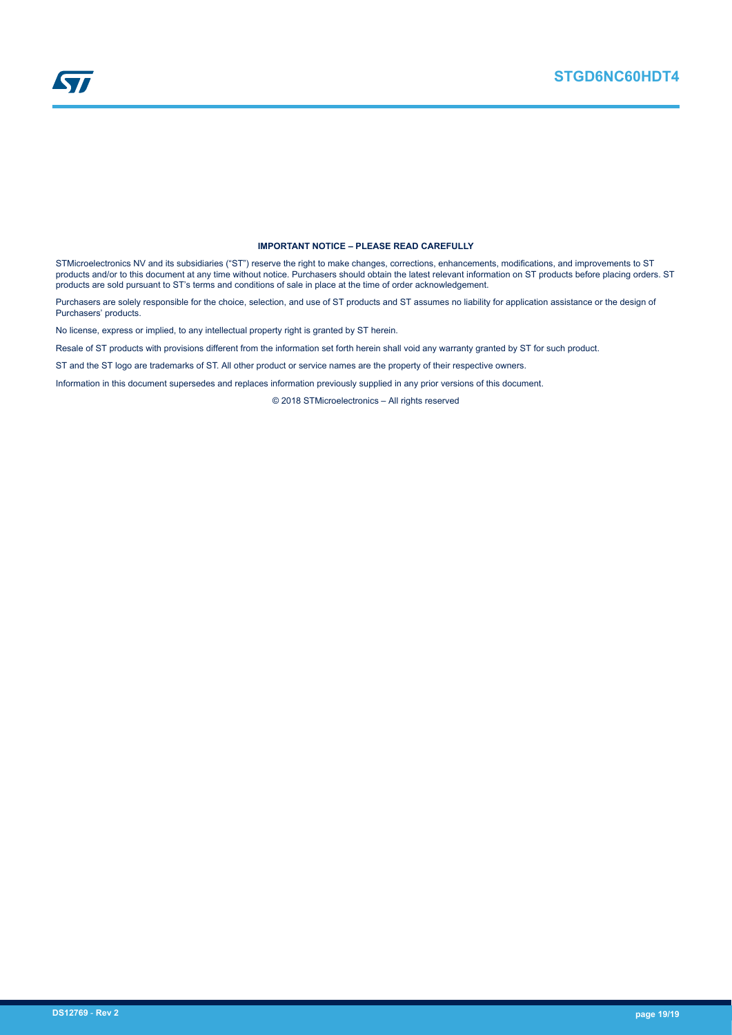**IMPORTANT NOTICE – PLEASE READ CAREFULLY**

STMicroelectronics NV and its subsidiaries ("ST") reserve the right to make changes, corrections, enhancements, modifications, and improvements to ST products and/or to this document at any time without notice. Purchasers should obtain the latest relevant information on ST products before placing orders. ST products are sold pursuant to ST's terms and conditions of sale in place at the time of order acknowledgement.

Purchasers are solely responsible for the choice, selection, and use of ST products and ST assumes no liability for application assistance or the design of Purchasers' products.

No license, express or implied, to any intellectual property right is granted by ST herein.

Resale of ST products with provisions different from the information set forth herein shall void any warranty granted by ST for such product.

ST and the ST logo are trademarks of ST. All other product or service names are the property of their respective owners.

Information in this document supersedes and replaces information previously supplied in any prior versions of this document.

© 2018 STMicroelectronics – All rights reserved